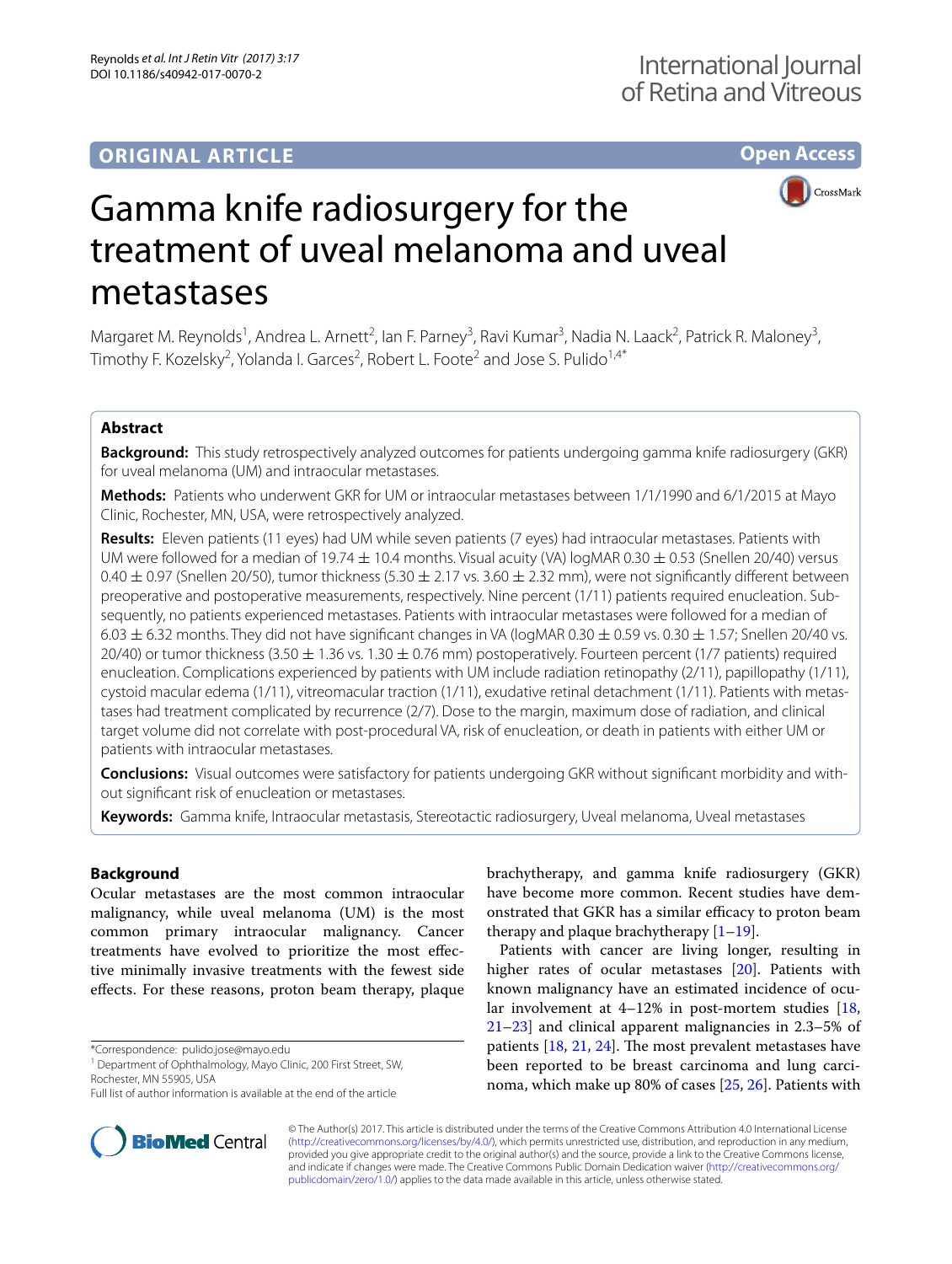**ORIGINAL ARTICLE** **Open Access**

# Gamma knife radiosurgery for the treatment of uveal melanoma and uveal metastases

Margaret M. Reynolds[1], Andrea L. Arnett[2], Ian F. Parney[3], Ravi Kumar[3], Nadia N. Laack[2], Patrick R. Maloney[3], Timothy F. Kozelsky[2], Yolanda I. Garces[2], Robert L. Foote[2] and Jose S. Pulido[1,4*]

## Abstract

**Background:** This study retrospectively analyzed outcomes for patients undergoing gamma knife radiosurgery (GKR) for uveal melanoma (UM) and intraocular metastases.

**Methods:** Patients who underwent GKR for UM or intraocular metastases between 1/1/1990 and 6/1/2015 at Mayo Clinic, Rochester, MN, USA, were retrospectively analyzed.

**Results:** Eleven patients (11 eyes) had UM while seven patients (7 eyes) had intraocular metastases. Patients with UM were followed for a median of 19.74 ± 10.4 months. Visual acuity (VA) logMAR 0.30 ± 0.53 (Snellen 20/40) versus 0.40 ± 0.97 (Snellen 20/50), tumor thickness (5.30 ± 2.17 vs. 3.60 ± 2.32 mm), were not significantly different between preoperative and postoperative measurements, respectively. Nine percent (1/11) patients required enucleation. Subsequently, no patients experienced metastases. Patients with intraocular metastases were followed for a median of 6.03 ± 6.32 months. They did not have significant changes in VA (logMAR 0.30 ± 0.59 vs. 0.30 ± 1.57; Snellen 20/40 vs. 20/40) or tumor thickness (3.50 ± 1.36 vs. 1.30 ± 0.76 mm) postoperatively. Fourteen percent (1/7 patients) required enucleation. Complications experienced by patients with UM include radiation retinopathy (2/11), papillopathy (1/11), cystoid macular edema (1/11), vitreomacular traction (1/11), exudative retinal detachment (1/11). Patients with metastases had treatment complicated by recurrence (2/7). Dose to the margin, maximum dose of radiation, and clinical target volume did not correlate with post-procedural VA, risk of enucleation, or death in patients with either UM or patients with intraocular metastases.

**Conclusions:** Visual outcomes were satisfactory for patients undergoing GKR without significant morbidity and without significant risk of enucleation or metastases.

**Keywords:** Gamma knife, Intraocular metastasis, Stereotactic radiosurgery, Uveal melanoma, Uveal metastases

## Background

Ocular metastases are the most common intraocular malignancy, while uveal melanoma (UM) is the most common primary intraocular malignancy. Cancer treatments have evolved to prioritize the most effective minimally invasive treatments with the fewest side effects. For these reasons, proton beam therapy, plaque brachytherapy, and gamma knife radiosurgery (GKR) have become more common. Recent studies have demonstrated that GKR has a similar efficacy to proton beam therapy and plaque brachytherapy [1–19].

Patients with cancer are living longer, resulting in higher rates of ocular metastases [20]. Patients with known malignancy have an estimated incidence of ocular involvement at 4–12% in post-mortem studies [18, 21–23] and clinical apparent malignancies in 2.3–5% of patients [18, 21, 24]. The most prevalent metastases have been reported to be breast carcinoma and lung carcinoma, which make up 80% of cases [25, 26]. Patients with

*Correspondence: pulido.jose@mayo.edu
[1] Department of Ophthalmology, Mayo Clinic, 200 First Street, SW, Rochester, MN 55905, USA
Full list of author information is available at the end of the article

© The Author(s) 2017. This article is distributed under the terms of the Creative Commons Attribution 4.0 International License (http://creativecommons.org/licenses/by/4.0/), which permits unrestricted use, distribution, and reproduction in any medium, provided you give appropriate credit to the original author(s) and the source, provide a link to the Creative Commons license, and indicate if changes were made. The Creative Commons Public Domain Dedication waiver (http://creativecommons.org/publicdomain/zero/1.0/) applies to the data made available in this article, unless otherwise stated.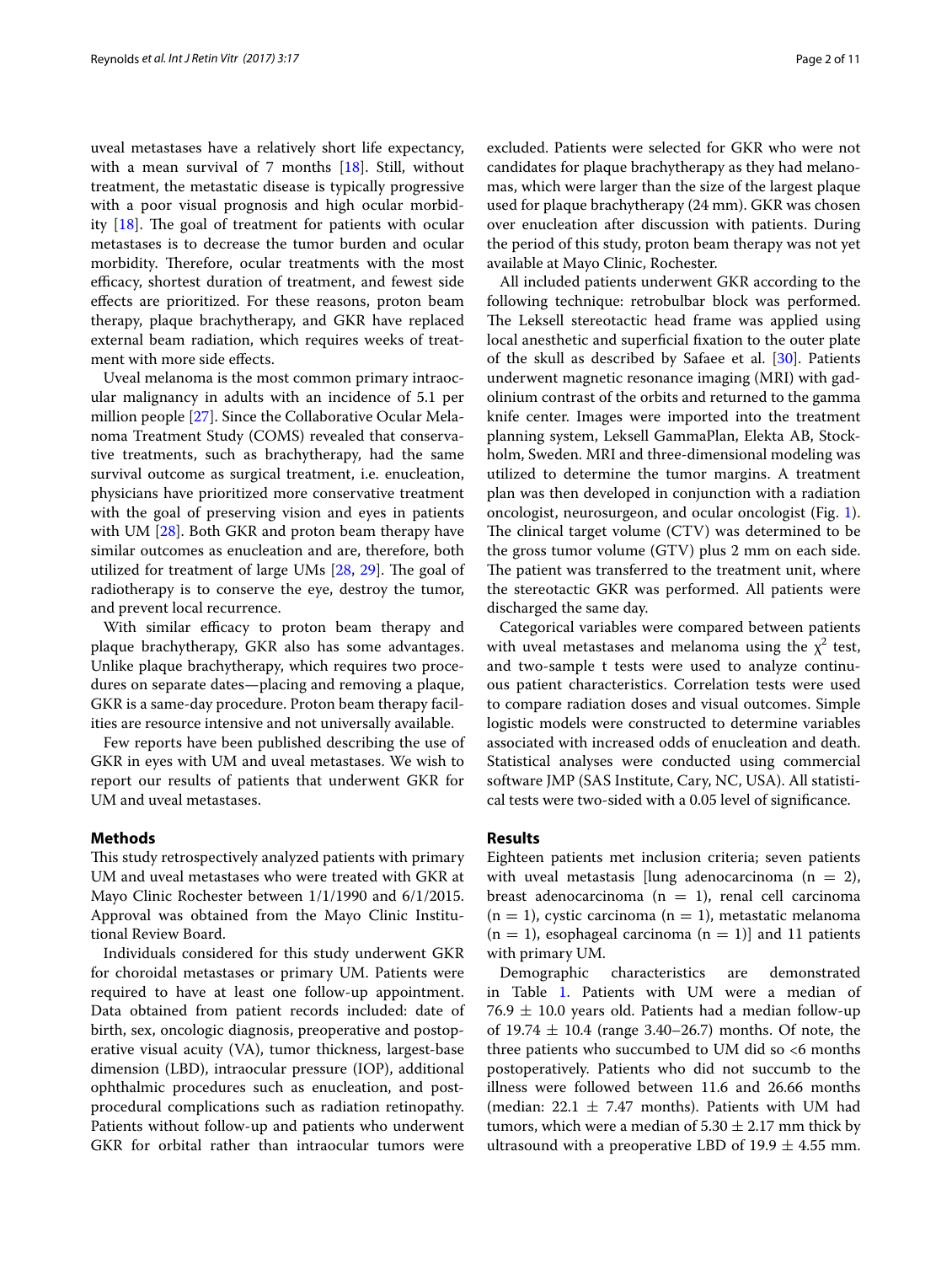uveal metastases have a relatively short life expectancy, with a mean survival of 7 months [18]. Still, without treatment, the metastatic disease is typically progressive with a poor visual prognosis and high ocular morbidity [18]. The goal of treatment for patients with ocular metastases is to decrease the tumor burden and ocular morbidity. Therefore, ocular treatments with the most efficacy, shortest duration of treatment, and fewest side effects are prioritized. For these reasons, proton beam therapy, plaque brachytherapy, and GKR have replaced external beam radiation, which requires weeks of treatment with more side effects.

Uveal melanoma is the most common primary intraocular malignancy in adults with an incidence of 5.1 per million people [27]. Since the Collaborative Ocular Melanoma Treatment Study (COMS) revealed that conservative treatments, such as brachytherapy, had the same survival outcome as surgical treatment, i.e. enucleation, physicians have prioritized more conservative treatment with the goal of preserving vision and eyes in patients with UM [28]. Both GKR and proton beam therapy have similar outcomes as enucleation and are, therefore, both utilized for treatment of large UMs [28, 29]. The goal of radiotherapy is to conserve the eye, destroy the tumor, and prevent local recurrence.

With similar efficacy to proton beam therapy and plaque brachytherapy, GKR also has some advantages. Unlike plaque brachytherapy, which requires two procedures on separate dates—placing and removing a plaque, GKR is a same-day procedure. Proton beam therapy facilities are resource intensive and not universally available.

Few reports have been published describing the use of GKR in eyes with UM and uveal metastases. We wish to report our results of patients that underwent GKR for UM and uveal metastases.

## Methods

This study retrospectively analyzed patients with primary UM and uveal metastases who were treated with GKR at Mayo Clinic Rochester between 1/1/1990 and 6/1/2015. Approval was obtained from the Mayo Clinic Institutional Review Board.

Individuals considered for this study underwent GKR for choroidal metastases or primary UM. Patients were required to have at least one follow-up appointment. Data obtained from patient records included: date of birth, sex, oncologic diagnosis, preoperative and postoperative visual acuity (VA), tumor thickness, largest-base dimension (LBD), intraocular pressure (IOP), additional ophthalmic procedures such as enucleation, and post-procedural complications such as radiation retinopathy. Patients without follow-up and patients who underwent GKR for orbital rather than intraocular tumors were excluded. Patients were selected for GKR who were not candidates for plaque brachytherapy as they had melanomas, which were larger than the size of the largest plaque used for plaque brachytherapy (24 mm). GKR was chosen over enucleation after discussion with patients. During the period of this study, proton beam therapy was not yet available at Mayo Clinic, Rochester.

All included patients underwent GKR according to the following technique: retrobulbar block was performed. The Leksell stereotactic head frame was applied using local anesthetic and superficial fixation to the outer plate of the skull as described by Safaee et al. [30]. Patients underwent magnetic resonance imaging (MRI) with gadolinium contrast of the orbits and returned to the gamma knife center. Images were imported into the treatment planning system, Leksell GammaPlan, Elekta AB, Stockholm, Sweden. MRI and three-dimensional modeling was utilized to determine the tumor margins. A treatment plan was then developed in conjunction with a radiation oncologist, neurosurgeon, and ocular oncologist (Fig. 1). The clinical target volume (CTV) was determined to be the gross tumor volume (GTV) plus 2 mm on each side. The patient was transferred to the treatment unit, where the stereotactic GKR was performed. All patients were discharged the same day.

Categorical variables were compared between patients with uveal metastases and melanoma using the $\chi^2$ test, and two-sample t tests were used to analyze continuous patient characteristics. Correlation tests were used to compare radiation doses and visual outcomes. Simple logistic models were constructed to determine variables associated with increased odds of enucleation and death. Statistical analyses were conducted using commercial software JMP (SAS Institute, Cary, NC, USA). All statistical tests were two-sided with a 0.05 level of significance.

## Results

Eighteen patients met inclusion criteria; seven patients with uveal metastasis [lung adenocarcinoma ($n = 2$), breast adenocarcinoma ($n = 1$), renal cell carcinoma ($n = 1$), cystic carcinoma ($n = 1$), metastatic melanoma ($n = 1$), esophageal carcinoma ($n = 1$)] and 11 patients with primary UM.

Demographic characteristics are demonstrated in Table 1. Patients with UM were a median of $76.9 \pm 10.0$ years old. Patients had a median follow-up of $19.74 \pm 10.4$ (range 3.40–26.7) months. Of note, the three patients who succumbed to UM did so <6 months postoperatively. Patients who did not succumb to the illness were followed between 11.6 and 26.66 months (median: $22.1 \pm 7.47$ months). Patients with UM had tumors, which were a median of $5.30 \pm 2.17$ mm thick by ultrasound with a preoperative LBD of $19.9 \pm 4.55$ mm.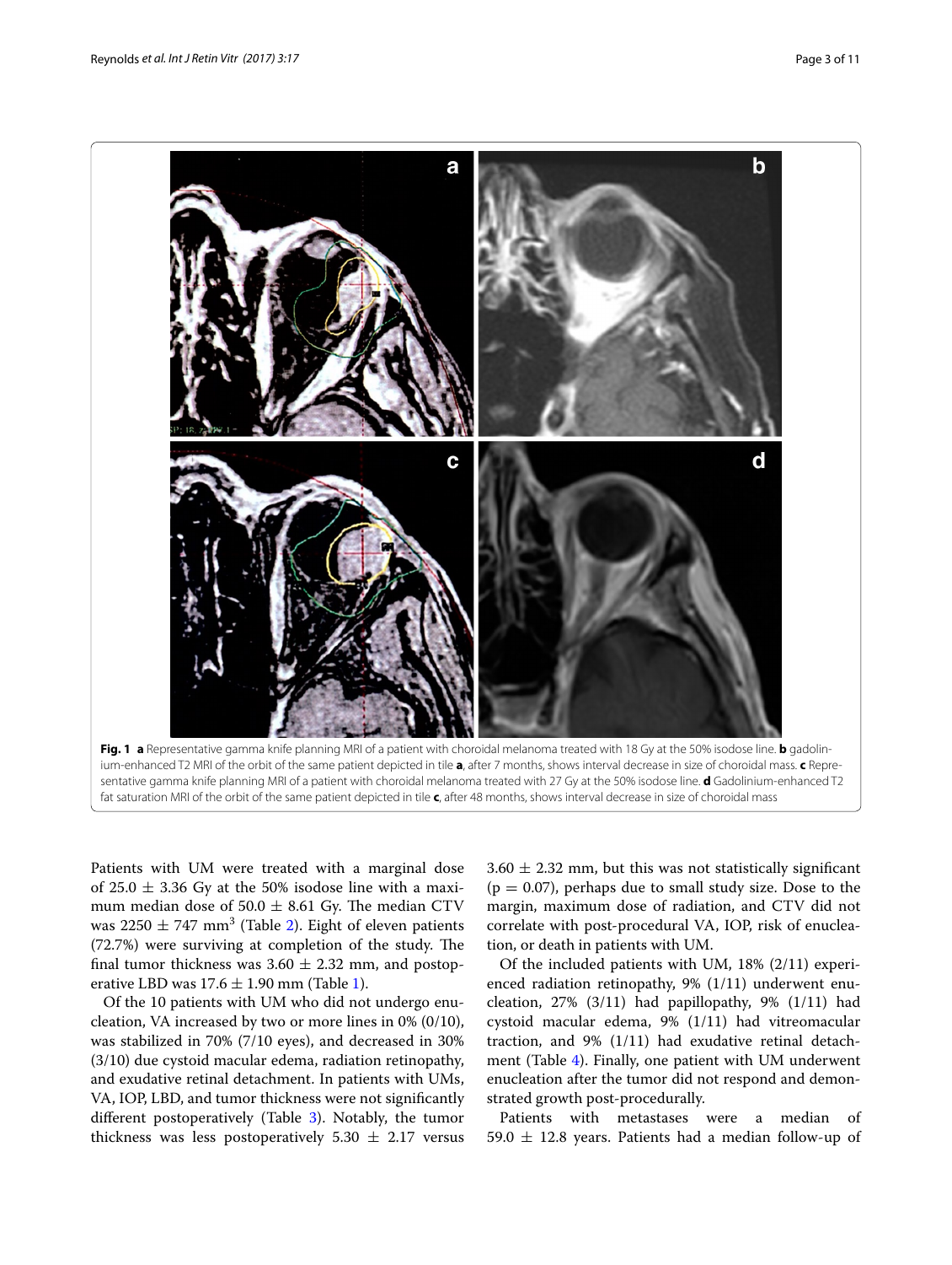**Fig. 1** **a** Representative gamma knife planning MRI of a patient with choroidal melanoma treated with 18 Gy at the 50% isodose line. **b** gadolinium-enhanced T2 MRI of the orbit of the same patient depicted in tile **a**, after 7 months, shows interval decrease in size of choroidal mass. **c** Representative gamma knife planning MRI of a patient with choroidal melanoma treated with 27 Gy at the 50% isodose line. **d** Gadolinium-enhanced T2 fat saturation MRI of the orbit of the same patient depicted in tile **c**, after 48 months, shows interval decrease in size of choroidal mass

Patients with UM were treated with a marginal dose of 25.0 ± 3.36 Gy at the 50% isodose line with a maximum median dose of 50.0 ± 8.61 Gy. The median CTV was 2250 ± 747 $mm^3$ (Table 2). Eight of eleven patients (72.7%) were surviving at completion of the study. The final tumor thickness was 3.60 ± 2.32 mm, and postoperative LBD was 17.6 ± 1.90 mm (Table 1).

Of the 10 patients with UM who did not undergo enucleation, VA increased by two or more lines in 0% (0/10), was stabilized in 70% (7/10 eyes), and decreased in 30% (3/10) due cystoid macular edema, radiation retinopathy, and exudative retinal detachment. In patients with UMs, VA, IOP, LBD, and tumor thickness were not significantly different postoperatively (Table 3). Notably, the tumor thickness was less postoperatively 5.30 ± 2.17 versus 3.60 ± 2.32 mm, but this was not statistically significant ($p = 0.07$), perhaps due to small study size. Dose to the margin, maximum dose of radiation, and CTV did not correlate with post-procedural VA, IOP, risk of enucleation, or death in patients with UM.

Of the included patients with UM, 18% (2/11) experienced radiation retinopathy, 9% (1/11) underwent enucleation, 27% (3/11) had papillopathy, 9% (1/11) had cystoid macular edema, 9% (1/11) had vitreomacular traction, and 9% (1/11) had exudative retinal detachment (Table 4). Finally, one patient with UM underwent enucleation after the tumor did not respond and demonstrated growth post-procedurally.

Patients with metastases were a median of 59.0 ± 12.8 years. Patients had a median follow-up of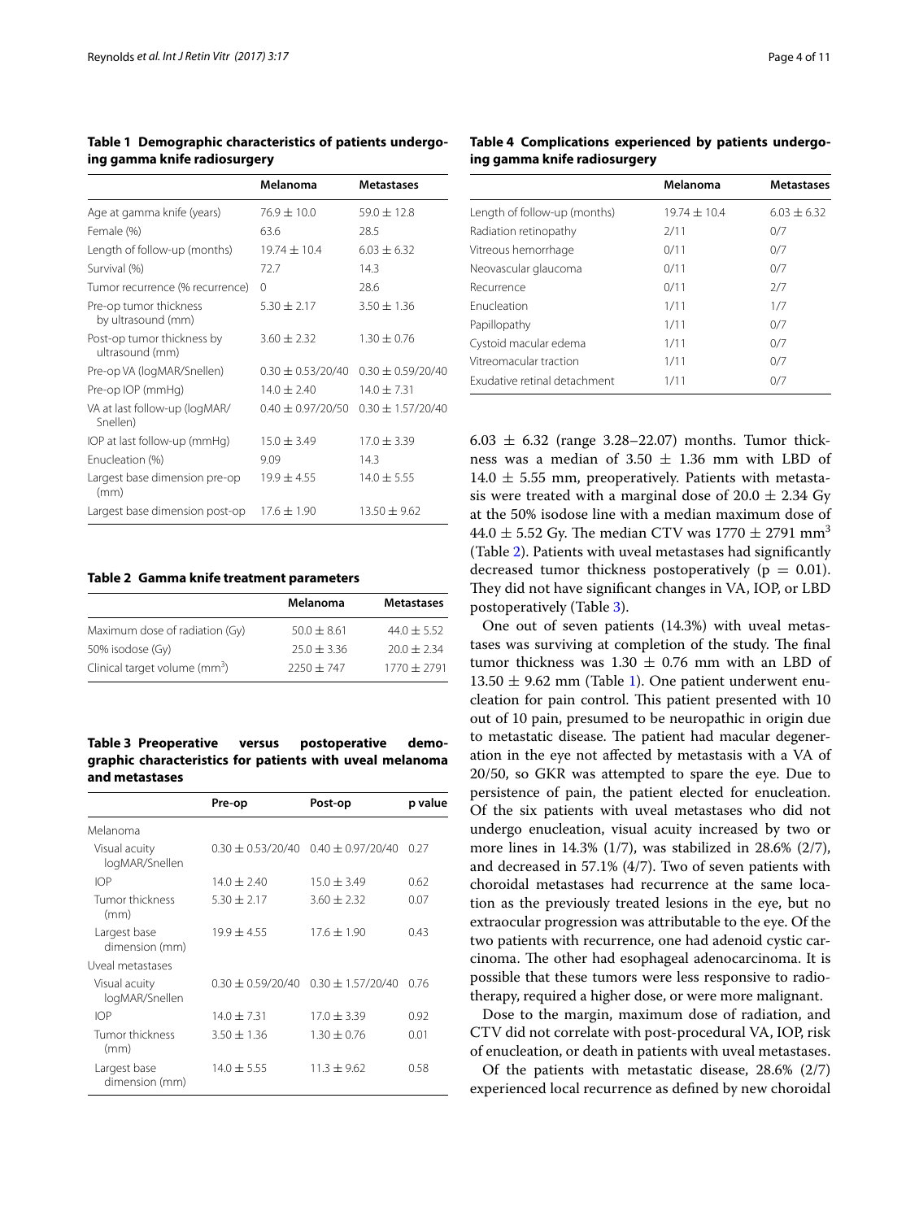**Table 1 Demographic characteristics of patients undergoing gamma knife radiosurgery**

| | Melanoma | Metastases |
|---|---|---|
| Age at gamma knife (years) | 76.9 ± 10.0 | 59.0 ± 12.8 |
| Female (%) | 63.6 | 28.5 |
| Length of follow-up (months) | 19.74 ± 10.4 | 6.03 ± 6.32 |
| Survival (%) | 72.7 | 14.3 |
| Tumor recurrence (% recurrence) | 0 | 28.6 |
| Pre-op tumor thickness by ultrasound (mm) | 5.30 ± 2.17 | 3.50 ± 1.36 |
| Post-op tumor thickness by ultrasound (mm) | 3.60 ± 2.32 | 1.30 ± 0.76 |
| Pre-op VA (logMAR/Snellen) | 0.30 ± 0.53/20/40 | 0.30 ± 0.59/20/40 |
| Pre-op IOP (mmHg) | 14.0 ± 2.40 | 14.0 ± 7.31 |
| VA at last follow-up (logMAR/Snellen) | 0.40 ± 0.97/20/50 | 0.30 ± 1.57/20/40 |
| IOP at last follow-up (mmHg) | 15.0 ± 3.49 | 17.0 ± 3.39 |
| Enucleation (%) | 9.09 | 14.3 |
| Largest base dimension pre-op (mm) | 19.9 ± 4.55 | 14.0 ± 5.55 |
| Largest base dimension post-op | 17.6 ± 1.90 | 13.50 ± 9.62 |

**Table 2 Gamma knife treatment parameters**

| | Melanoma | Metastases |
|---|---|---|
| Maximum dose of radiation (Gy) | 50.0 ± 8.61 | 44.0 ± 5.52 |
| 50% isodose (Gy) | 25.0 ± 3.36 | 20.0 ± 2.34 |
| Clinical target volume ($mm^3$) | 2250 ± 747 | 1770 ± 2791 |

**Table 3 Preoperative versus postoperative demographic characteristics for patients with uveal melanoma and metastases**

| | Pre-op | Post-op | p value |
|---|---|---|---|
| Melanoma | | | |
| Visual acuity logMAR/Snellen | 0.30 ± 0.53/20/40 | 0.40 ± 0.97/20/40 | 0.27 |
| IOP | 14.0 ± 2.40 | 15.0 ± 3.49 | 0.62 |
| Tumor thickness (mm) | 5.30 ± 2.17 | 3.60 ± 2.32 | 0.07 |
| Largest base dimension (mm) | 19.9 ± 4.55 | 17.6 ± 1.90 | 0.43 |
| Uveal metastases | | | |
| Visual acuity logMAR/Snellen | 0.30 ± 0.59/20/40 | 0.30 ± 1.57/20/40 | 0.76 |
| IOP | 14.0 ± 7.31 | 17.0 ± 3.39 | 0.92 |
| Tumor thickness (mm) | 3.50 ± 1.36 | 1.30 ± 0.76 | 0.01 |
| Largest base dimension (mm) | 14.0 ± 5.55 | 11.3 ± 9.62 | 0.58 |

**Table 4 Complications experienced by patients undergoing gamma knife radiosurgery**

| | Melanoma | Metastases |
|---|---|---|
| Length of follow-up (months) | 19.74 ± 10.4 | 6.03 ± 6.32 |
| Radiation retinopathy | 2/11 | 0/7 |
| Vitreous hemorrhage | 0/11 | 0/7 |
| Neovascular glaucoma | 0/11 | 0/7 |
| Recurrence | 0/11 | 2/7 |
| Enucleation | 1/11 | 1/7 |
| Papillopathy | 1/11 | 0/7 |
| Cystoid macular edema | 1/11 | 0/7 |
| Vitreomacular traction | 1/11 | 0/7 |
| Exudative retinal detachment | 1/11 | 0/7 |

6.03 ± 6.32 (range 3.28–22.07) months. Tumor thickness was a median of 3.50 ± 1.36 mm with LBD of 14.0 ± 5.55 mm, preoperatively. Patients with metastasis were treated with a marginal dose of 20.0 ± 2.34 Gy at the 50% isodose line with a median maximum dose of 44.0 ± 5.52 Gy. The median CTV was 1770 ± 2791 $mm^3$ (Table 2). Patients with uveal metastases had significantly decreased tumor thickness postoperatively ($p = 0.01$). They did not have significant changes in VA, IOP, or LBD postoperatively (Table 3).

One out of seven patients (14.3%) with uveal metastases was surviving at completion of the study. The final tumor thickness was 1.30 ± 0.76 mm with an LBD of 13.50 ± 9.62 mm (Table 1). One patient underwent enucleation for pain control. This patient presented with 10 out of 10 pain, presumed to be neuropathic in origin due to metastatic disease. The patient had macular degeneration in the eye not affected by metastasis with a VA of 20/50, so GKR was attempted to spare the eye. Due to persistence of pain, the patient elected for enucleation. Of the six patients with uveal metastases who did not undergo enucleation, visual acuity increased by two or more lines in 14.3% (1/7), was stabilized in 28.6% (2/7), and decreased in 57.1% (4/7). Two of seven patients with choroidal metastases had recurrence at the same location as the previously treated lesions in the eye, but no extraocular progression was attributable to the eye. Of the two patients with recurrence, one had adenoid cystic carcinoma. The other had esophageal adenocarcinoma. It is possible that these tumors were less responsive to radiotherapy, required a higher dose, or were more malignant.

Dose to the margin, maximum dose of radiation, and CTV did not correlate with post-procedural VA, IOP, risk of enucleation, or death in patients with uveal metastases.

Of the patients with metastatic disease, 28.6% (2/7) experienced local recurrence as defined by new choroidal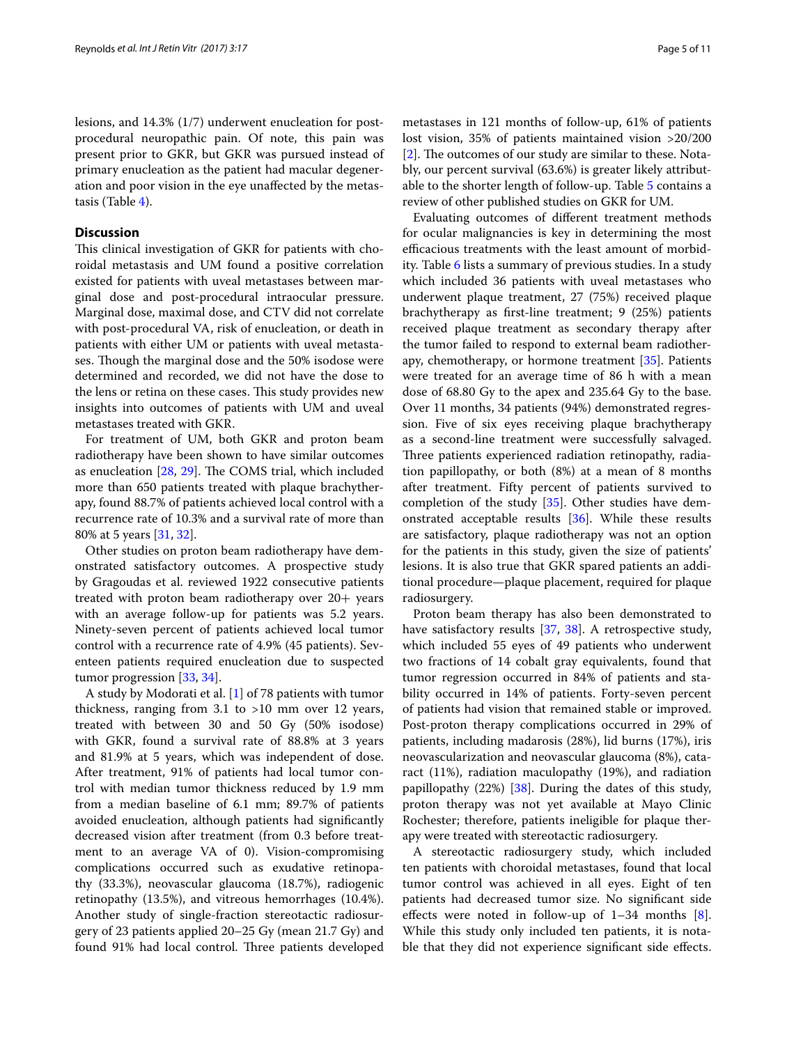lesions, and 14.3% (1/7) underwent enucleation for post-procedural neuropathic pain. Of note, this pain was present prior to GKR, but GKR was pursued instead of primary enucleation as the patient had macular degeneration and poor vision in the eye unaffected by the metastasis (Table 4).

## Discussion

This clinical investigation of GKR for patients with choroidal metastasis and UM found a positive correlation existed for patients with uveal metastases between marginal dose and post-procedural intraocular pressure. Marginal dose, maximal dose, and CTV did not correlate with post-procedural VA, risk of enucleation, or death in patients with either UM or patients with uveal metastases. Though the marginal dose and the 50% isodose were determined and recorded, we did not have the dose to the lens or retina on these cases. This study provides new insights into outcomes of patients with UM and uveal metastases treated with GKR.

For treatment of UM, both GKR and proton beam radiotherapy have been shown to have similar outcomes as enucleation [28, 29]. The COMS trial, which included more than 650 patients treated with plaque brachytherapy, found 88.7% of patients achieved local control with a recurrence rate of 10.3% and a survival rate of more than 80% at 5 years [31, 32].

Other studies on proton beam radiotherapy have demonstrated satisfactory outcomes. A prospective study by Gragoudas et al. reviewed 1922 consecutive patients treated with proton beam radiotherapy over 20+ years with an average follow-up for patients was 5.2 years. Ninety-seven percent of patients achieved local tumor control with a recurrence rate of 4.9% (45 patients). Seventeen patients required enucleation due to suspected tumor progression [33, 34].

A study by Modorati et al. [1] of 78 patients with tumor thickness, ranging from 3.1 to >10 mm over 12 years, treated with between 30 and 50 Gy (50% isodose) with GKR, found a survival rate of 88.8% at 3 years and 81.9% at 5 years, which was independent of dose. After treatment, 91% of patients had local tumor control with median tumor thickness reduced by 1.9 mm from a median baseline of 6.1 mm; 89.7% of patients avoided enucleation, although patients had significantly decreased vision after treatment (from 0.3 before treatment to an average VA of 0). Vision-compromising complications occurred such as exudative retinopathy (33.3%), neovascular glaucoma (18.7%), radiogenic retinopathy (13.5%), and vitreous hemorrhages (10.4%). Another study of single-fraction stereotactic radiosurgery of 23 patients applied 20–25 Gy (mean 21.7 Gy) and found 91% had local control. Three patients developed metastases in 121 months of follow-up, 61% of patients lost vision, 35% of patients maintained vision >20/200 [2]. The outcomes of our study are similar to these. Notably, our percent survival (63.6%) is greater likely attributable to the shorter length of follow-up. Table 5 contains a review of other published studies on GKR for UM.

Evaluating outcomes of different treatment methods for ocular malignancies is key in determining the most efficacious treatments with the least amount of morbidity. Table 6 lists a summary of previous studies. In a study which included 36 patients with uveal metastases who underwent plaque treatment, 27 (75%) received plaque brachytherapy as first-line treatment; 9 (25%) patients received plaque treatment as secondary therapy after the tumor failed to respond to external beam radiotherapy, chemotherapy, or hormone treatment [35]. Patients were treated for an average time of 86 h with a mean dose of 68.80 Gy to the apex and 235.64 Gy to the base. Over 11 months, 34 patients (94%) demonstrated regression. Five of six eyes receiving plaque brachytherapy as a second-line treatment were successfully salvaged. Three patients experienced radiation retinopathy, radiation papillopathy, or both (8%) at a mean of 8 months after treatment. Fifty percent of patients survived to completion of the study [35]. Other studies have demonstrated acceptable results [36]. While these results are satisfactory, plaque radiotherapy was not an option for the patients in this study, given the size of patients' lesions. It is also true that GKR spared patients an additional procedure—plaque placement, required for plaque radiosurgery.

Proton beam therapy has also been demonstrated to have satisfactory results [37, 38]. A retrospective study, which included 55 eyes of 49 patients who underwent two fractions of 14 cobalt gray equivalents, found that tumor regression occurred in 84% of patients and stability occurred in 14% of patients. Forty-seven percent of patients had vision that remained stable or improved. Post-proton therapy complications occurred in 29% of patients, including madarosis (28%), lid burns (17%), iris neovascularization and neovascular glaucoma (8%), cataract (11%), radiation maculopathy (19%), and radiation papillopathy (22%) [38]. During the dates of this study, proton therapy was not yet available at Mayo Clinic Rochester; therefore, patients ineligible for plaque therapy were treated with stereotactic radiosurgery.

A stereotactic radiosurgery study, which included ten patients with choroidal metastases, found that local tumor control was achieved in all eyes. Eight of ten patients had decreased tumor size. No significant side effects were noted in follow-up of 1–34 months [8]. While this study only included ten patients, it is notable that they did not experience significant side effects.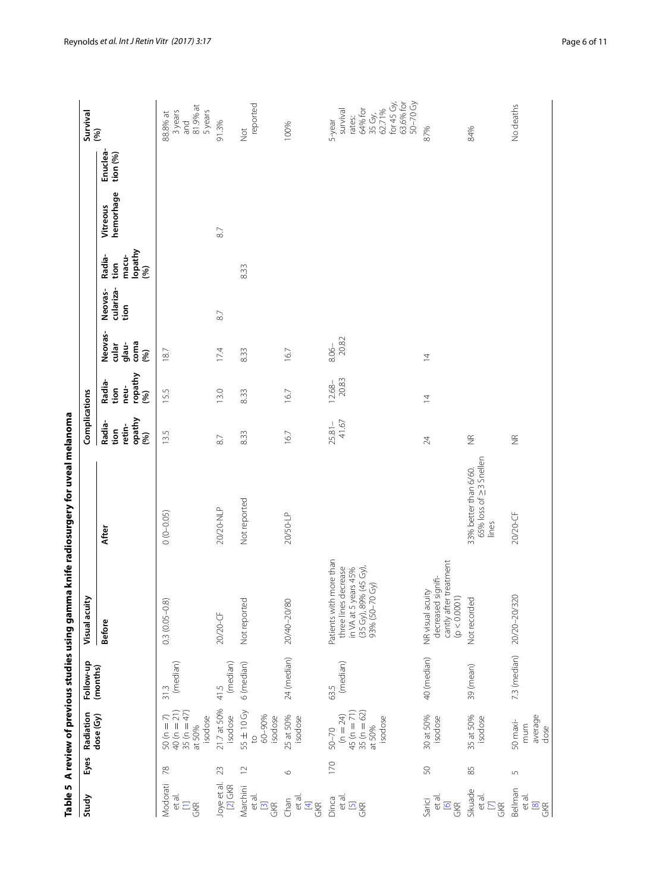**Table 5 A review of previous studies using gamma knife radiosurgery for uveal melanoma**

| Study | Eyes | Radiation dose (Gy) | Follow-up (months) | Visual acuity | | Complications | | | | | | | Survival (%) |
|---|---|---|---|---|---|---|---|---|---|---|---|---|---|
| | | | | Before | After | Radiation retinopathy (%) | Radiation neuropathy (%) | Neovascular glaucoma (%) | Neovascularization | Radiation maculopathy (%) | Vitreous hemorrhage | Enucleation (%) | |
| Modorati et al. [1] GKR | 78 | 50 (n = 7) 40 (n = 21) 35 (n = 47) at 50% isodose | 31.3 (median) | 0.3 (0.05–0.8) | 0 (0–0.05) | 13.5 | 15.5 | 18.7 | | | | | 88.8% at 3 years and 81.9% at 5 years |
| Joye et al. [2] GKR | 23 | 21.7 at 50% isodose | 41.5 (median) | 20/20-CF | 20/20-NLP | 8.7 | 13.0 | 17.4 | 8.7 | | 8.7 | | 91.3% |
| Marchini et al. [3] GKR | 12 | 55 ± 10 Gy to 60–90% isodose | 6 (median) | Not reported | Not reported | 8.33 | 8.33 | 8.33 | | 8.33 | | | Not reported |
| Chan et al. [4] GKR | 6 | 25 at 50% isodose | 24 (median) | 20/40–20/80 | 20/50-LP | 16.7 | 16.7 | 16.7 | | | | | 100% |
| Dinca et al. [5] GKR | 170 | 50–70 (n = 24) 45 (n = 71) 35 (n = 62) at 50% isodose | 63.5 (median) | Patients with more than three lines decrease in VA at 5 years 45% (35 Gy), 89% (45 Gy), 93% (50–70 Gy) | | 25.81–41.67 | 12.68–20.83 | 8.06–20.82 | | | | | 5-year survival rates: 64% for 35 Gy, 62.71% for 45 Gy, 63.6% for 50–70 Gy |
| Sarici et al. [6] GKR | 50 | 30 at 50% isodose | 40 (median) | NR visual acuity decreased significantly after treatment (p < 0.0001) | | 24 | 14 | 14 | | | | | 87% |
| Sikuade et al. [7] GKR | 85 | 35 at 50% isodose | 39 (mean) | Not recorded | 33% better than 6/60. 65% loss of ≥3 Snellen lines | NR | | | | | | | 84% |
| Bellman et al. [8] GKR | 5 | 50 maximum average dose | 7.3 (median) | 20/20–20/320 | 20/20-CF | NR | | | | | | | No deaths |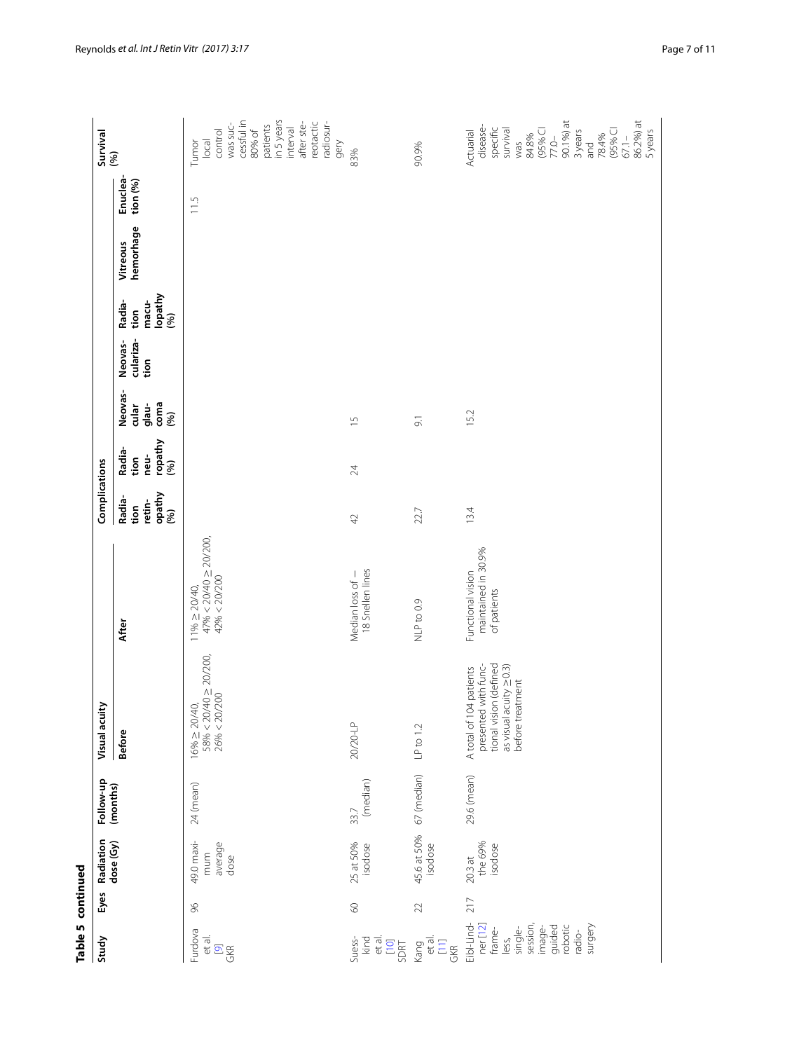**Table 5 continued**

| Study | Eyes | Radiation dose (Gy) | Follow-up (months) | Visual acuity | | Complications | | | | | | | Survival (%) |
|---|---|---|---|---|---|---|---|---|---|---|---|---|---|
| | | | | Before | After | Radiation retinopathy (%) | Radiation neuropathy (%) | Neovascular glaucoma (%) | Neovascularization | Radiation maculopathy (%) | Vitreous hemorhage | Enucleation (%) | |
| Furdova et al. [9] GKR | 96 | 49.0 maximum average dose | 24 (mean) | 16% ≥ 20/40, 58% < 20/40 ≥ 20/200, 26% < 20/200 | 11% ≥ 20/40, 47% < 20/40 ≥ 20/200, 42% < 20/200 | | | | | | | 11.5 | Tumor local control was successful in 80% of patients in 5 years interval after stereotactic radiosurgery |
| Suesskind et al. [10] SDRT | 60 | 25 at 50% isodose | 33.7 (median) | 20/20-LP | Median loss of − 18 Snellen lines | 42 | 24 | 15 | | | | | 83% |
| Kang et al. [11] GKR | 22 | 45.6 at 50% isodose | 67 (median) | LP to 1.2 | NLP to 0.9 | 22.7 | | 9.1 | | | | | 90.9% |
| Eibl-Lindner [12] frameless, single-session, image-guided robotic radiosurgery | 217 | 20.3 at the 69% isodose | 29.6 (mean) | A total of 104 patients presented with functional vision (defined as visual acuity ≥0.3) before treatment | Functional vision maintained in 30.9% of patients | 13.4 | | 15.2 | | | | | Actuarial disease-specific survival was 84.8% (95% CI 77.0–90.1%) at 3 years and 78.4% (95% CI 67.1–86.2%) at 5 years |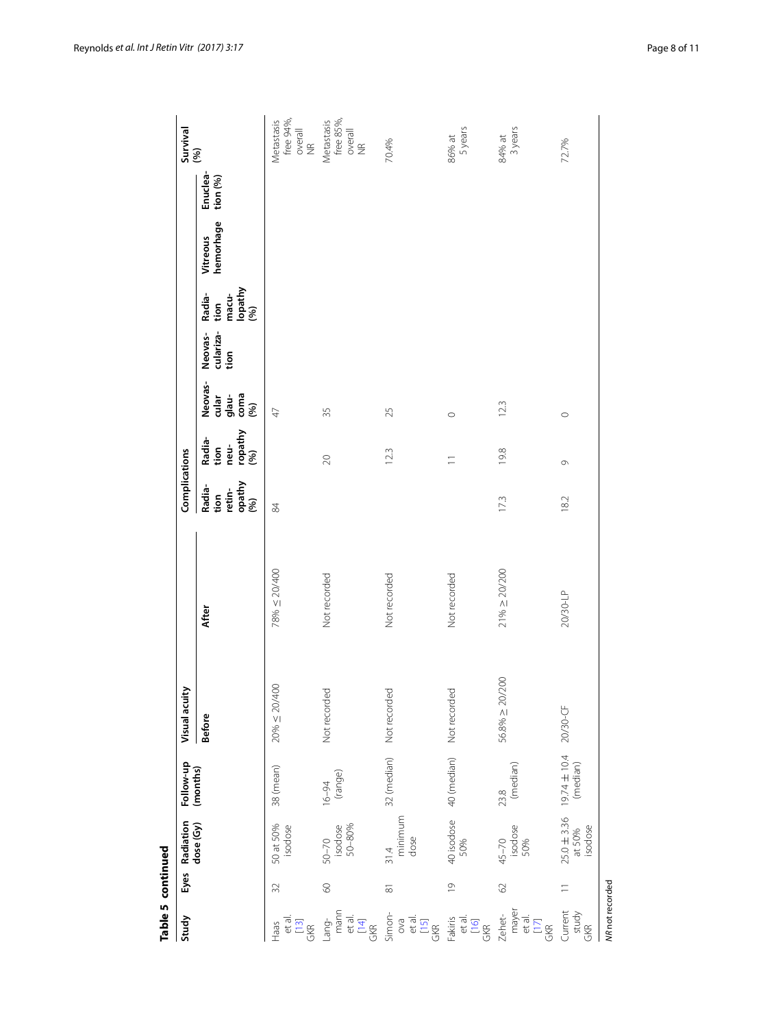**Table 5 continued**

| Study | Eyes | Radiation dose (Gy) | Follow-up (months) | Visual acuity | | Complications | | | | | | | Survival (%) |
|---|---|---|---|---|---|---|---|---|---|---|---|---|---|
| | | | | Before | After | Radiation retinopathy (%) | Radiation neuropathy (%) | Neovascular glaucoma (%) | Neovascularization | Radiation maculopathy (%) | Vitreous hemorrhage | Enucleation (%) | |
| Haas et al. [13] GKR | 32 | 50 at 50% isodose | 38 (mean) | 20% ≤ 20/400 | 78% ≤ 20/400 | 84 | | 47 | | | | | Metastasis free 94%, overall NR |
| Langmann et al. [14] GKR | 60 | 50–70 isodose 50–80% | 16–94 (range) | Not recorded | Not recorded | | 20 | 35 | | | | | Metastasis free 85%, overall NR |
| Simonova et al. [15] GKR | 81 | 31.4 minimum dose | 32 (median) | Not recorded | Not recorded | | 12.3 | 25 | | | | | 70.4% |
| Fakiris et al. [16] GKR | 19 | 40 isodose 50% | 40 (median) | Not recorded | Not recorded | | 11 | 0 | | | | | 86% at 5 years |
| Zehetmayer et al. [17] GKR | 62 | 45–70 isodose 50% | 23.8 (median) | 56.8% ≥ 20/200 | 21% ≥ 20/200 | 17.3 | 19.8 | 12.3 | | | | | 84% at 3 years |
| Current study GKR | 11 | 25.0 ± 3.36 at 50% isodose | 19.74 ± 10.4 (median) | 20/30-CF | 20/30-LP | 18.2 | 9 | 0 | | | | | 72.7% |

*NR* not recorded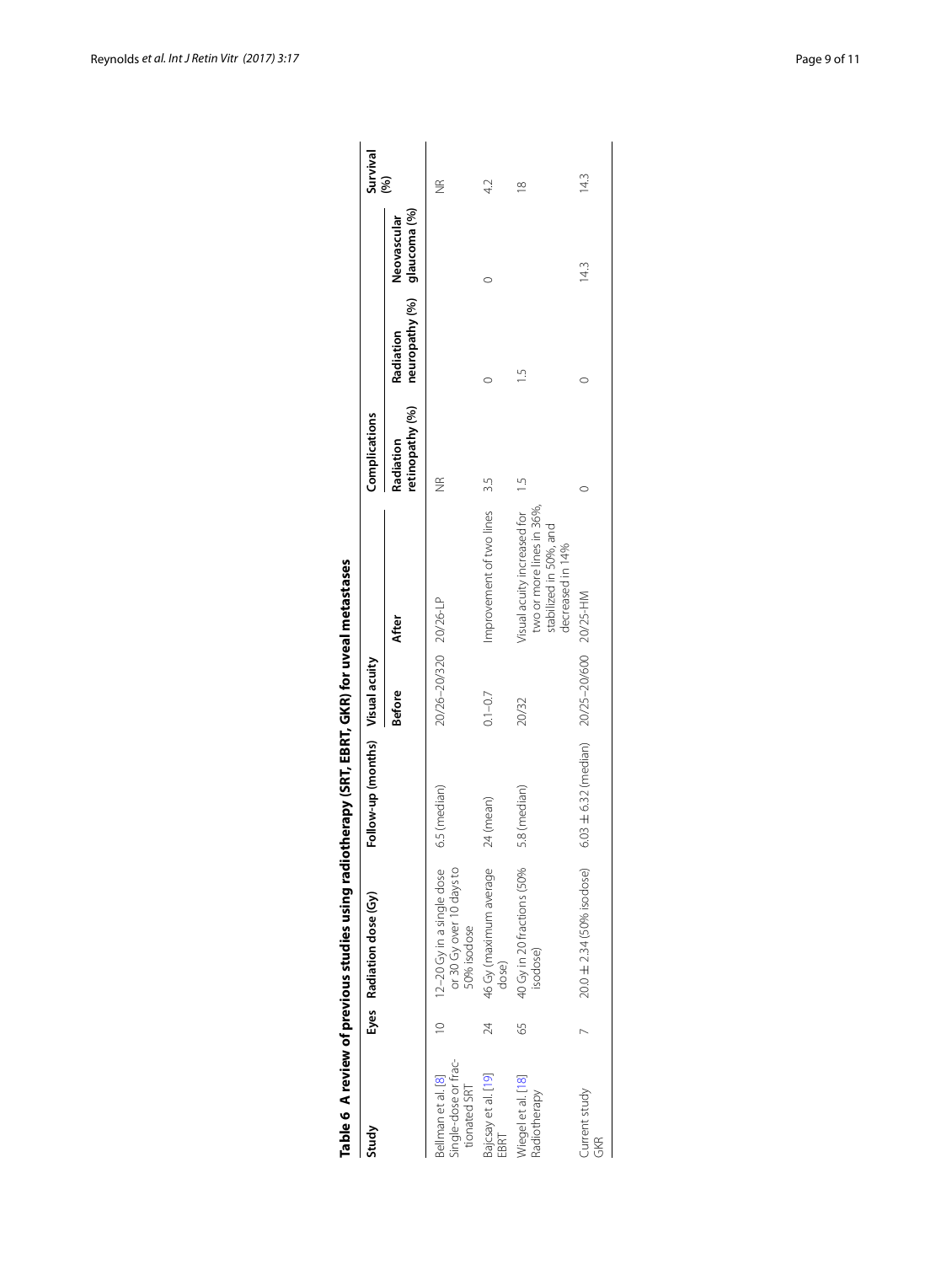**Table 6 A review of previous studies using radiotherapy (SRT, EBRT, GKR) for uveal metastases**

| Study | Eyes | Radiation dose (Gy) | Follow-up (months) | Visual acuity | | Complications | | | Survival (%) |
|---|---|---|---|---|---|---|---|---|---|
| | | | | Before | After | Radiation retinopathy (%) | Radiation neuropathy (%) | Neovascular glaucoma (%) | |
| Bellman et al. [8] Single-dose or fractionated SRT | 10 | 12–20 Gy in a single dose or 30 Gy over 10 days to 50% isodose | 6.5 (median) | 20/26–20/320 | 20/26-LP | NR | | | NR |
| Bajcsay et al. [19] EBRT | 24 | 46 Gy (maximum average dose) | 24 (mean) | 0.1–0.7 | Improvement of two lines | 3.5 | 0 | 0 | 4.2 |
| Wiegel et al. [18] Radiotherapy | 65 | 40 Gy in 20 fractions (50% isodose) | 5.8 (median) | 20/32 | Visual acuity increased for two or more lines in 36%, stabilized in 50%, and decreased in 14% | 1.5 | 1.5 | | 18 |
| Current study GKR | 7 | 20.0 ± 2.34 (50% isodose) | 6.03 ± 6.32 (median) | 20/25–20/600 | 20/25-HM | 0 | 0 | 14.3 | 14.3 |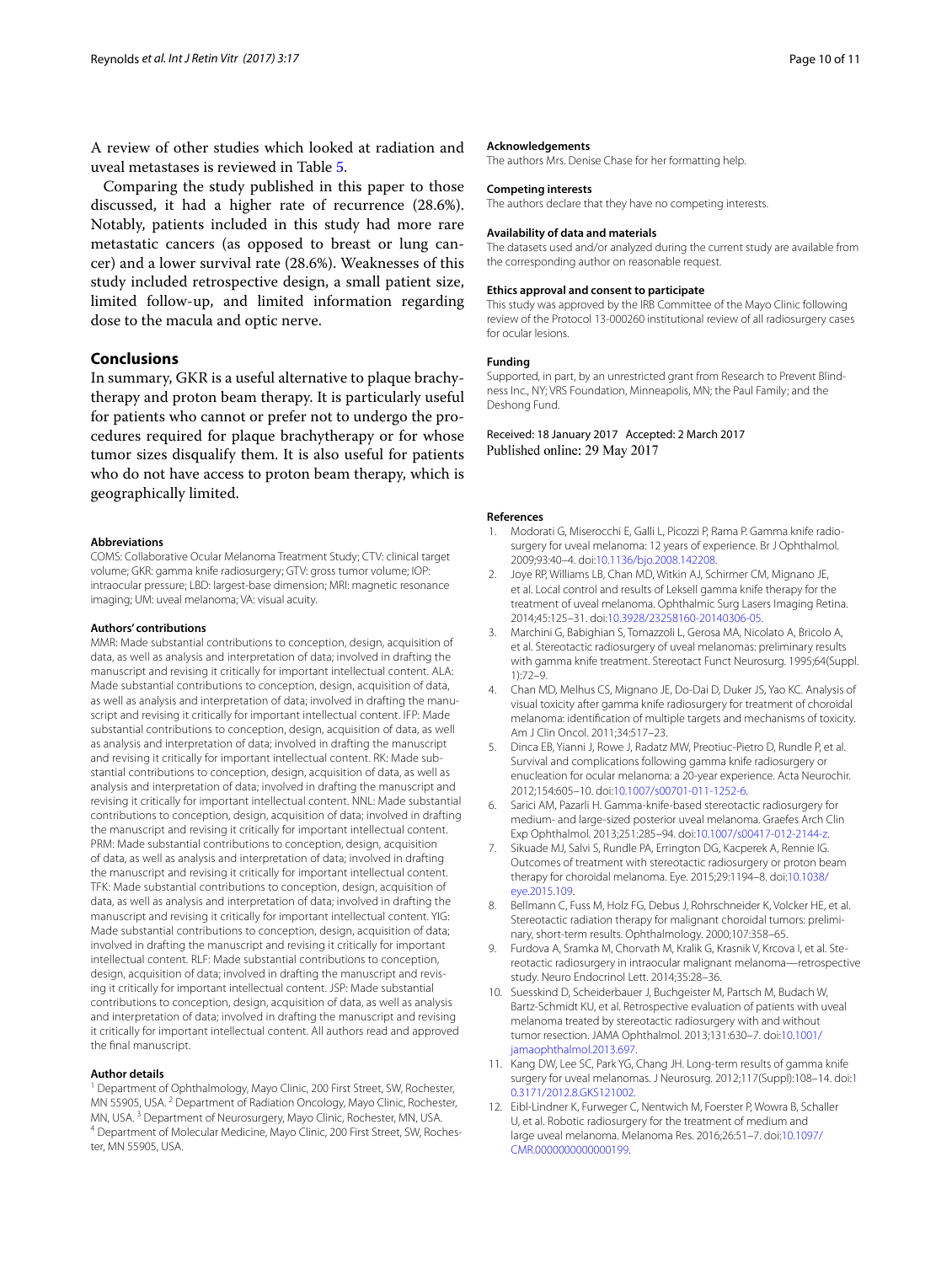A review of other studies which looked at radiation and uveal metastases is reviewed in Table 5.

Comparing the study published in this paper to those discussed, it had a higher rate of recurrence (28.6%). Notably, patients included in this study had more rare metastatic cancers (as opposed to breast or lung cancer) and a lower survival rate (28.6%). Weaknesses of this study included retrospective design, a small patient size, limited follow-up, and limited information regarding dose to the macula and optic nerve.

## Conclusions

In summary, GKR is a useful alternative to plaque brachytherapy and proton beam therapy. It is particularly useful for patients who cannot or prefer not to undergo the procedures required for plaque brachytherapy or for whose tumor sizes disqualify them. It is also useful for patients who do not have access to proton beam therapy, which is geographically limited.

#### Abbreviations

COMS: Collaborative Ocular Melanoma Treatment Study; CTV: clinical target volume; GKR: gamma knife radiosurgery; GTV: gross tumor volume; IOP: intraocular pressure; LBD: largest-base dimension; MRI: magnetic resonance imaging; UM: uveal melanoma; VA: visual acuity.

#### Authors' contributions

MMR: Made substantial contributions to conception, design, acquisition of data, as well as analysis and interpretation of data; involved in drafting the manuscript and revising it critically for important intellectual content. ALA: Made substantial contributions to conception, design, acquisition of data, as well as analysis and interpretation of data; involved in drafting the manuscript and revising it critically for important intellectual content. IFP: Made substantial contributions to conception, design, acquisition of data, as well as analysis and interpretation of data; involved in drafting the manuscript and revising it critically for important intellectual content. RK: Made substantial contributions to conception, design, acquisition of data, as well as analysis and interpretation of data; involved in drafting the manuscript and revising it critically for important intellectual content. NNL: Made substantial contributions to conception, design, acquisition of data; involved in drafting the manuscript and revising it critically for important intellectual content. PRM: Made substantial contributions to conception, design, acquisition of data, as well as analysis and interpretation of data; involved in drafting the manuscript and revising it critically for important intellectual content. TFK: Made substantial contributions to conception, design, acquisition of data, as well as analysis and interpretation of data; involved in drafting the manuscript and revising it critically for important intellectual content. YIG: Made substantial contributions to conception, design, acquisition of data; involved in drafting the manuscript and revising it critically for important intellectual content. RLF: Made substantial contributions to conception, design, acquisition of data; involved in drafting the manuscript and revising it critically for important intellectual content. JSP: Made substantial contributions to conception, design, acquisition of data, as well as analysis and interpretation of data; involved in drafting the manuscript and revising it critically for important intellectual content. All authors read and approved the final manuscript.

#### Author details

[1] Department of Ophthalmology, Mayo Clinic, 200 First Street, SW, Rochester, MN 55905, USA. [2] Department of Radiation Oncology, Mayo Clinic, Rochester, MN, USA. [3] Department of Neurosurgery, Mayo Clinic, Rochester, MN, USA. [4] Department of Molecular Medicine, Mayo Clinic, 200 First Street, SW, Rochester, MN 55905, USA.

#### Acknowledgements

The authors Mrs. Denise Chase for her formatting help.

#### Competing interests

The authors declare that they have no competing interests.

#### Availability of data and materials

The datasets used and/or analyzed during the current study are available from the corresponding author on reasonable request.

#### Ethics approval and consent to participate

This study was approved by the IRB Committee of the Mayo Clinic following review of the Protocol 13-000260 institutional review of all radiosurgery cases for ocular lesions.

#### Funding

Supported, in part, by an unrestricted grant from Research to Prevent Blindness Inc., NY; VRS Foundation, Minneapolis, MN; the Paul Family; and the Deshong Fund.

Received: 18 January 2017 Accepted: 2 March 2017
Published online: 29 May 2017

#### References

1. Modorati G, Miserocchi E, Galli L, Picozzi P, Rama P. Gamma knife radiosurgery for uveal melanoma: 12 years of experience. Br J Ophthalmol. 2009;93:40–4. doi:10.1136/bjo.2008.142208.
2. Joye RP, Williams LB, Chan MD, Witkin AJ, Schirmer CM, Mignano JE, et al. Local control and results of Leksell gamma knife therapy for the treatment of uveal melanoma. Ophthalmic Surg Lasers Imaging Retina. 2014;45:125–31. doi:10.3928/23258160-20140306-05.
3. Marchini G, Babighian S, Tomazzoli L, Gerosa MA, Nicolato A, Bricolo A, et al. Stereotactic radiosurgery of uveal melanomas: preliminary results with gamma knife treatment. Stereotact Funct Neurosurg. 1995;64(Suppl. 1):72–9.
4. Chan MD, Melhus CS, Mignano JE, Do-Dai D, Duker JS, Yao KC. Analysis of visual toxicity after gamma knife radiosurgery for treatment of choroidal melanoma: identification of multiple targets and mechanisms of toxicity. Am J Clin Oncol. 2011;34:517–23.
5. Dinca EB, Yianni J, Rowe J, Radatz MW, Preotiuc-Pietro D, Rundle P, et al. Survival and complications following gamma knife radiosurgery or enucleation for ocular melanoma: a 20-year experience. Acta Neurochir. 2012;154:605–10. doi:10.1007/s00701-011-1252-6.
6. Sarici AM, Pazarli H. Gamma-knife-based stereotactic radiosurgery for medium- and large-sized posterior uveal melanoma. Graefes Arch Clin Exp Ophthalmol. 2013;251:285–94. doi:10.1007/s00417-012-2144-z.
7. Sikuade MJ, Salvi S, Rundle PA, Errington DG, Kacperek A, Rennie IG. Outcomes of treatment with stereotactic radiosurgery or proton beam therapy for choroidal melanoma. Eye. 2015;29:1194–8. doi:10.1038/eye.2015.109.
8. Bellmann C, Fuss M, Holz FG, Debus J, Rohrschneider K, Volcker HE, et al. Stereotactic radiation therapy for malignant choroidal tumors: preliminary, short-term results. Ophthalmology. 2000;107:358–65.
9. Furdova A, Sramka M, Chorvath M, Kralik G, Krasnik V, Krcova I, et al. Stereotactic radiosurgery in intraocular malignant melanoma—retrospective study. Neuro Endocrinol Lett. 2014;35:28–36.
10. Suesskind D, Scheiderbauer J, Buchgeister M, Partsch M, Budach W, Bartz-Schmidt KU, et al. Retrospective evaluation of patients with uveal melanoma treated by stereotactic radiosurgery with and without tumor resection. JAMA Ophthalmol. 2013;131:630–7. doi:10.1001/jamaophthalmol.2013.697.
11. Kang DW, Lee SC, Park YG, Chang JH. Long-term results of gamma knife surgery for uveal melanomas. J Neurosurg. 2012;117(Suppl):108–14. doi:10.3171/2012.8.GKS121002.
12. Eibl-Lindner K, Furweger C, Nentwich M, Foerster P, Wowra B, Schaller U, et al. Robotic radiosurgery for the treatment of medium and large uveal melanoma. Melanoma Res. 2016;26:51–7. doi:10.1097/CMR.0000000000000199.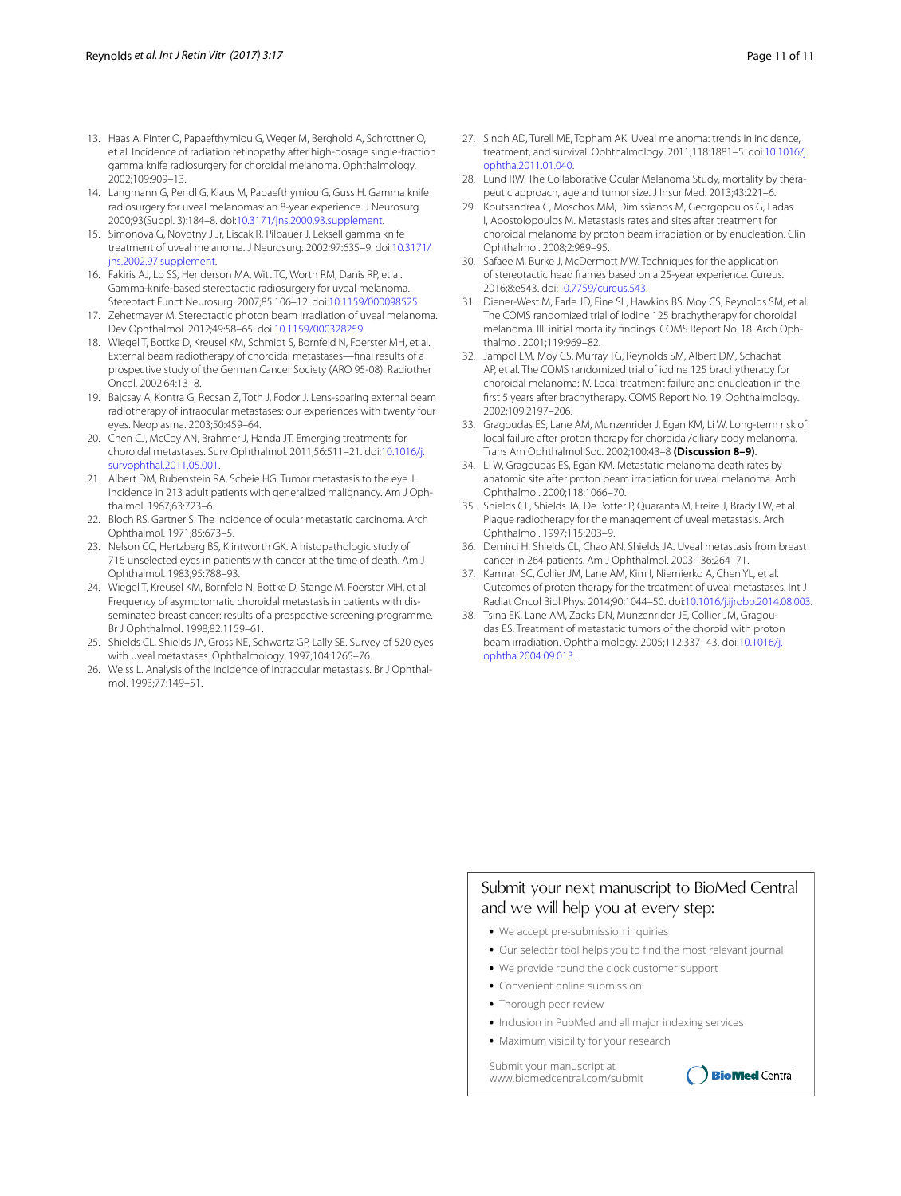13. Haas A, Pinter O, Papaefthymiou G, Weger M, Berghold A, Schrottner O, et al. Incidence of radiation retinopathy after high-dosage single-fraction gamma knife radiosurgery for choroidal melanoma. Ophthalmology. 2002;109:909–13.
14. Langmann G, Pendl G, Klaus M, Papaefthymiou G, Guss H. Gamma knife radiosurgery for uveal melanomas: an 8-year experience. J Neurosurg. 2000;93(Suppl. 3):184–8. doi:10.3171/jns.2000.93.supplement.
15. Simonova G, Novotny J Jr, Liscak R, Pilbauer J. Leksell gamma knife treatment of uveal melanoma. J Neurosurg. 2002;97:635–9. doi:10.3171/jns.2002.97.supplement.
16. Fakiris AJ, Lo SS, Henderson MA, Witt TC, Worth RM, Danis RP, et al. Gamma-knife-based stereotactic radiosurgery for uveal melanoma. Stereotact Funct Neurosurg. 2007;85:106–12. doi:10.1159/000098525.
17. Zehetmayer M. Stereotactic photon beam irradiation of uveal melanoma. Dev Ophthalmol. 2012;49:58–65. doi:10.1159/000328259.
18. Wiegel T, Bottke D, Kreusel KM, Schmidt S, Bornfeld N, Foerster MH, et al. External beam radiotherapy of choroidal metastases—final results of a prospective study of the German Cancer Society (ARO 95-08). Radiother Oncol. 2002;64:13–8.
19. Bajcsay A, Kontra G, Recsan Z, Toth J, Fodor J. Lens-sparing external beam radiotherapy of intraocular metastases: our experiences with twenty four eyes. Neoplasma. 2003;50:459–64.
20. Chen CJ, McCoy AN, Brahmer J, Handa JT. Emerging treatments for choroidal metastases. Surv Ophthalmol. 2011;56:511–21. doi:10.1016/j.survophthal.2011.05.001.
21. Albert DM, Rubenstein RA, Scheie HG. Tumor metastasis to the eye. I. Incidence in 213 adult patients with generalized malignancy. Am J Ophthalmol. 1967;63:723–6.
22. Bloch RS, Gartner S. The incidence of ocular metastatic carcinoma. Arch Ophthalmol. 1971;85:673–5.
23. Nelson CC, Hertzberg BS, Klintworth GK. A histopathologic study of 716 unselected eyes in patients with cancer at the time of death. Am J Ophthalmol. 1983;95:788–93.
24. Wiegel T, Kreusel KM, Bornfeld N, Bottke D, Stange M, Foerster MH, et al. Frequency of asymptomatic choroidal metastasis in patients with disseminated breast cancer: results of a prospective screening programme. Br J Ophthalmol. 1998;82:1159–61.
25. Shields CL, Shields JA, Gross NE, Schwartz GP, Lally SE. Survey of 520 eyes with uveal metastases. Ophthalmology. 1997;104:1265–76.
26. Weiss L. Analysis of the incidence of intraocular metastasis. Br J Ophthalmol. 1993;77:149–51.
27. Singh AD, Turell ME, Topham AK. Uveal melanoma: trends in incidence, treatment, and survival. Ophthalmology. 2011;118:1881–5. doi:10.1016/j.ophtha.2011.01.040.
28. Lund RW. The Collaborative Ocular Melanoma Study, mortality by therapeutic approach, age and tumor size. J Insur Med. 2013;43:221–6.
29. Koutsandrea C, Moschos MM, Dimissianos M, Georgopoulos G, Ladas I, Apostolopoulos M. Metastasis rates and sites after treatment for choroidal melanoma by proton beam irradiation or by enucleation. Clin Ophthalmol. 2008;2:989–95.
30. Safaee M, Burke J, McDermott MW. Techniques for the application of stereotactic head frames based on a 25-year experience. Cureus. 2016;8:e543. doi:10.7759/cureus.543.
31. Diener-West M, Earle JD, Fine SL, Hawkins BS, Moy CS, Reynolds SM, et al. The COMS randomized trial of iodine 125 brachytherapy for choroidal melanoma, III: initial mortality findings. COMS Report No. 18. Arch Ophthalmol. 2001;119:969–82.
32. Jampol LM, Moy CS, Murray TG, Reynolds SM, Albert DM, Schachat AP, et al. The COMS randomized trial of iodine 125 brachytherapy for choroidal melanoma: IV. Local treatment failure and enucleation in the first 5 years after brachytherapy. COMS Report No. 19. Ophthalmology. 2002;109:2197–206.
33. Gragoudas ES, Lane AM, Munzenrider J, Egan KM, Li W. Long-term risk of local failure after proton therapy for choroidal/ciliary body melanoma. Trans Am Ophthalmol Soc. 2002;100:43–8 **(Discussion 8–9)**.
34. Li W, Gragoudas ES, Egan KM. Metastatic melanoma death rates by anatomic site after proton beam irradiation for uveal melanoma. Arch Ophthalmol. 2000;118:1066–70.
35. Shields CL, Shields JA, De Potter P, Quaranta M, Freire J, Brady LW, et al. Plaque radiotherapy for the management of uveal metastasis. Arch Ophthalmol. 1997;115:203–9.
36. Demirci H, Shields CL, Chao AN, Shields JA. Uveal metastasis from breast cancer in 264 patients. Am J Ophthalmol. 2003;136:264–71.
37. Kamran SC, Collier JM, Lane AM, Kim I, Niemierko A, Chen YL, et al. Outcomes of proton therapy for the treatment of uveal metastases. Int J Radiat Oncol Biol Phys. 2014;90:1044–50. doi:10.1016/j.ijrobp.2014.08.003.
38. Tsina EK, Lane AM, Zacks DN, Munzenrider JE, Collier JM, Gragoudas ES. Treatment of metastatic tumors of the choroid with proton beam irradiation. Ophthalmology. 2005;112:337–43. doi:10.1016/j.ophtha.2004.09.013.